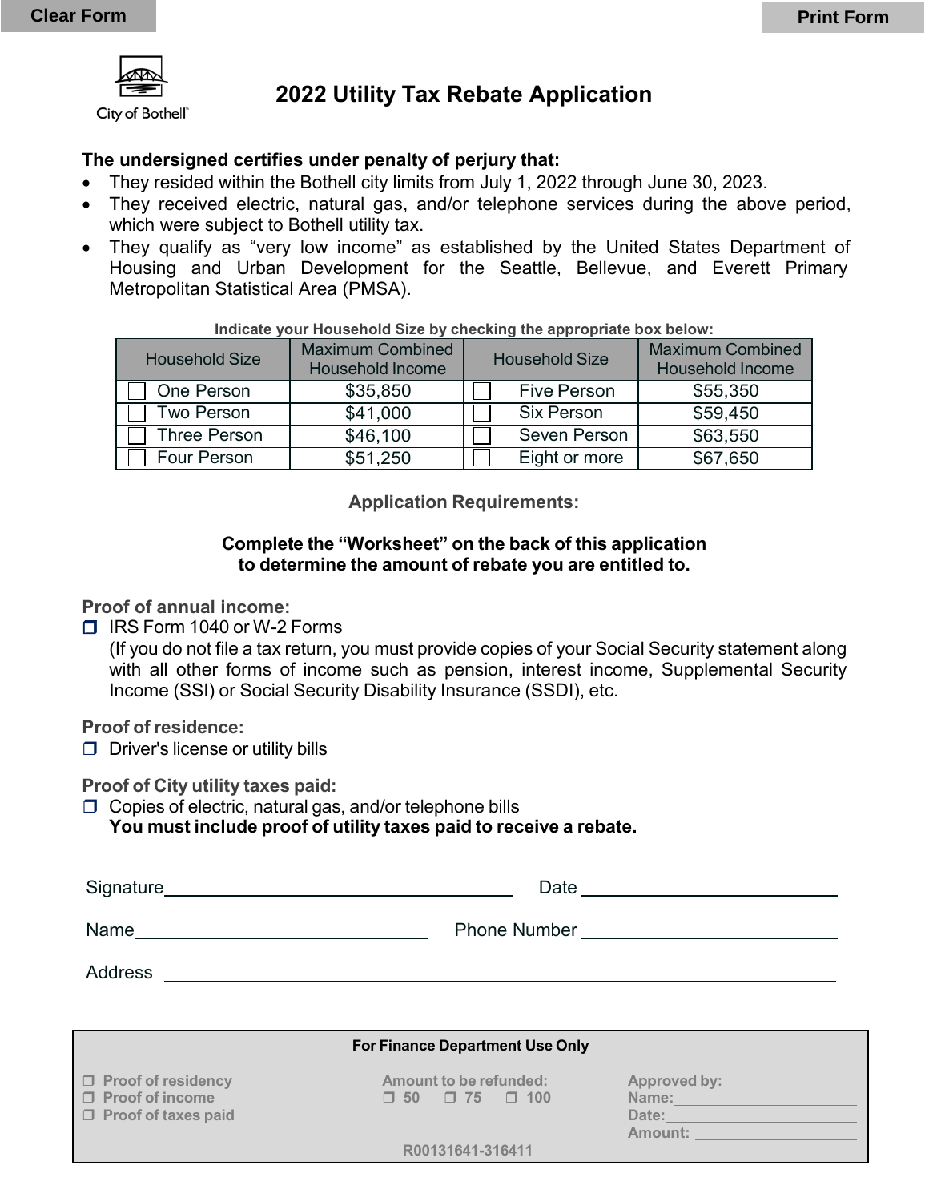Clear Form

Print Form

City of Bothell

# 2022 Utility Tax Rebate Application

**The undersigned certifies under penalty of perjury that:**

- They resided within the Bothell city limits from July 1, 2022 through June 30, 2023.
- They received electric, natural gas, and/or telephone services during the above period, which were subject to Bothell utility tax.
- They qualify as "very low income" as established by the United States Department of Housing and Urban Development for the Seattle, Bellevue, and Everett Primary Metropolitan Statistical Area (PMSA).

**Indicate your Household Size by checking the appropriate box below:**

| Household Size | Maximum Combined Household Income | Household Size | Maximum Combined Household Income |
|---|---|---|---|
| ☐ One Person | $35,850 | ☐ Five Person | $55,350 |
| ☐ Two Person | $41,000 | ☐ Six Person | $59,450 |
| ☐ Three Person | $46,100 | ☐ Seven Person | $63,550 |
| ☐ Four Person | $51,250 | ☐ Eight or more | $67,650 |

## Application Requirements:

**Complete the "Worksheet" on the back of this application to determine the amount of rebate you are entitled to.**

**Proof of annual income:**

☐ IRS Form 1040 or W-2 Forms
(If you do not file a tax return, you must provide copies of your Social Security statement along with all other forms of income such as pension, interest income, Supplemental Security Income (SSI) or Social Security Disability Insurance (SSDI), etc.

**Proof of residence:**

☐ Driver's license or utility bills

**Proof of City utility taxes paid:**

☐ Copies of electric, natural gas, and/or telephone bills
**You must include proof of utility taxes paid to receive a rebate.**

Signature\_\_\_\_\_\_\_\_\_\_\_\_\_\_\_\_\_\_\_\_\_\_\_\_\_\_\_\_\_\_ Date \_\_\_\_\_\_\_\_\_\_\_\_\_\_\_\_\_\_\_\_\_\_

Name\_\_\_\_\_\_\_\_\_\_\_\_\_\_\_\_\_\_\_\_\_\_\_\_\_\_\_\_ Phone Number \_\_\_\_\_\_\_\_\_\_\_\_\_\_\_\_\_\_\_\_\_\_

Address \_\_\_\_\_\_\_\_\_\_\_\_\_\_\_\_\_\_\_\_\_\_\_\_\_\_\_\_\_\_\_\_\_\_\_\_\_\_\_\_\_\_\_\_\_\_\_\_\_\_\_\_\_\_\_\_

**For Finance Department Use Only**

☐ Proof of residency
☐ Proof of income
☐ Proof of taxes paid

Amount to be refunded:
☐ 50 ☐ 75 ☐ 100

Approved by:
Name:\_\_\_\_\_\_\_\_\_\_\_\_\_\_\_\_\_\_\_\_
Date:\_\_\_\_\_\_\_\_\_\_\_\_\_\_\_\_\_\_\_\_
Amount: \_\_\_\_\_\_\_\_\_\_\_\_\_\_\_\_\_\_

R00131641-316411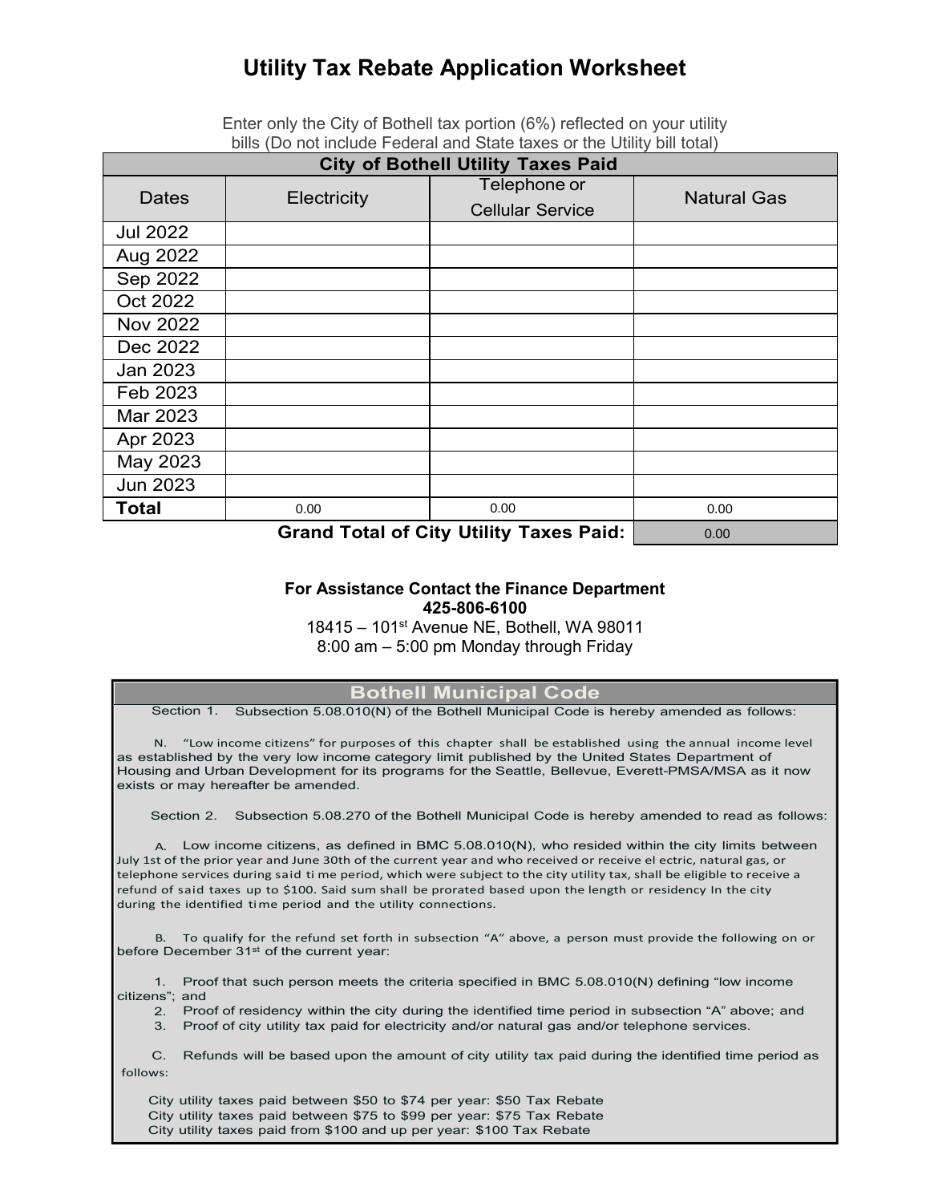# Utility Tax Rebate Application Worksheet

Enter only the City of Bothell tax portion (6%) reflected on your utility bills (Do not include Federal and State taxes or the Utility bill total)

| City of Bothell Utility Taxes Paid | | | |
|---|---|---|---|
| Dates | Electricity | Telephone or Cellular Service | Natural Gas |
| Jul 2022 | | | |
| Aug 2022 | | | |
| Sep 2022 | | | |
| Oct 2022 | | | |
| Nov 2022 | | | |
| Dec 2022 | | | |
| Jan 2023 | | | |
| Feb 2023 | | | |
| Mar 2023 | | | |
| Apr 2023 | | | |
| May 2023 | | | |
| Jun 2023 | | | |
| **Total** | 0.00 | 0.00 | 0.00 |
| | | **Grand Total of City Utility Taxes Paid:** | 0.00 |

**For Assistance Contact the Finance Department**
**425-806-6100**
18415 – 101st Avenue NE, Bothell, WA 98011
8:00 am – 5:00 pm Monday through Friday

## Bothell Municipal Code

Section 1. Subsection 5.08.010(N) of the Bothell Municipal Code is hereby amended as follows:

N. "Low income citizens" for purposes of this chapter shall be established using the annual income level as established by the very low income category limit published by the United States Department of Housing and Urban Development for its programs for the Seattle, Bellevue, Everett-PMSA/MSA as it now exists or may hereafter be amended.

Section 2. Subsection 5.08.270 of the Bothell Municipal Code is hereby amended to read as follows:

A. Low income citizens, as defined in BMC 5.08.010(N), who resided within the city limits between July 1st of the prior year and June 30th of the current year and who received or receive el ectric, natural gas, or telephone services during said ti me period, which were subject to the city utility tax, shall be eligible to receive a refund of said taxes up to $100. Said sum shall be prorated based upon the length or residency In the city during the identified time period and the utility connections.

B. To qualify for the refund set forth in subsection "A" above, a person must provide the following on or before December 31st of the current year:

1. Proof that such person meets the criteria specified in BMC 5.08.010(N) defining "low income citizens"; and
2. Proof of residency within the city during the identified time period in subsection "A" above; and
3. Proof of city utility tax paid for electricity and/or natural gas and/or telephone services.

C. Refunds will be based upon the amount of city utility tax paid during the identified time period as follows:

City utility taxes paid between $50 to $74 per year: $50 Tax Rebate
City utility taxes paid between $75 to $99 per year: $75 Tax Rebate
City utility taxes paid from $100 and up per year: $100 Tax Rebate